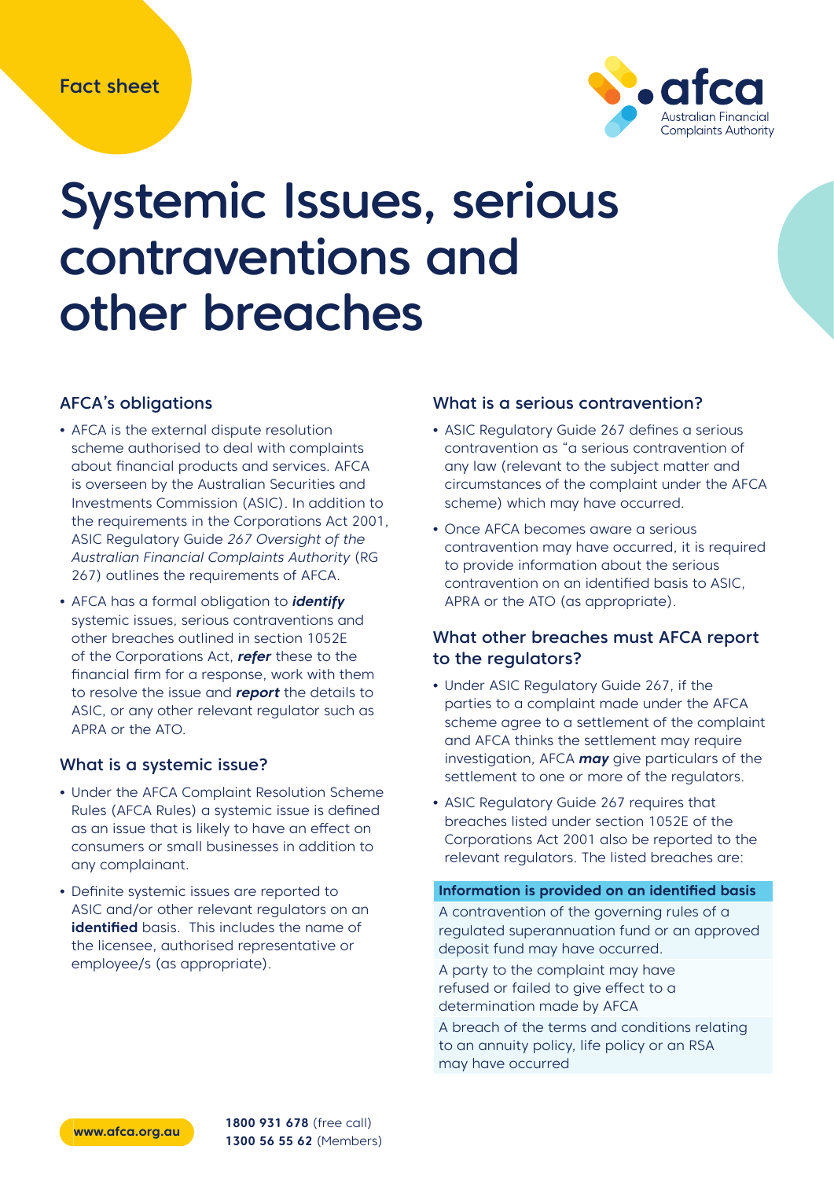Fact sheet

# Systemic Issues, serious contraventions and other breaches

### AFCA's obligations

- AFCA is the external dispute resolution scheme authorised to deal with complaints about financial products and services. AFCA is overseen by the Australian Securities and Investments Commission (ASIC). In addition to the requirements in the Corporations Act 2001, ASIC Regulatory Guide *267 Oversight of the Australian Financial Complaints Authority* (RG 267) outlines the requirements of AFCA.
- AFCA has a formal obligation to ***identify*** systemic issues, serious contraventions and other breaches outlined in section 1052E of the Corporations Act, ***refer*** these to the financial firm for a response, work with them to resolve the issue and ***report*** the details to ASIC, or any other relevant regulator such as APRA or the ATO.

### What is a systemic issue?

- Under the AFCA Complaint Resolution Scheme Rules (AFCA Rules) a systemic issue is defined as an issue that is likely to have an effect on consumers or small businesses in addition to any complainant.
- Definite systemic issues are reported to ASIC and/or other relevant regulators on an **identified** basis. This includes the name of the licensee, authorised representative or employee/s (as appropriate).

### What is a serious contravention?

- ASIC Regulatory Guide 267 defines a serious contravention as "a serious contravention of any law (relevant to the subject matter and circumstances of the complaint under the AFCA scheme) which may have occurred.
- Once AFCA becomes aware a serious contravention may have occurred, it is required to provide information about the serious contravention on an identified basis to ASIC, APRA or the ATO (as appropriate).

### What other breaches must AFCA report to the regulators?

- Under ASIC Regulatory Guide 267, if the parties to a complaint made under the AFCA scheme agree to a settlement of the complaint and AFCA thinks the settlement may require investigation, AFCA ***may*** give particulars of the settlement to one or more of the regulators.
- ASIC Regulatory Guide 267 requires that breaches listed under section 1052E of the Corporations Act 2001 also be reported to the relevant regulators. The listed breaches are:

| Information is provided on an identified basis |
|---|
| A contravention of the governing rules of a regulated superannuation fund or an approved deposit fund may have occurred. |
| A party to the complaint may have refused or failed to give effect to a determination made by AFCA |
| A breach of the terms and conditions relating to an annuity policy, life policy or an RSA may have occurred |

www.afca.org.au

**1800 931 678** (free call)
**1300 56 55 62** (Members)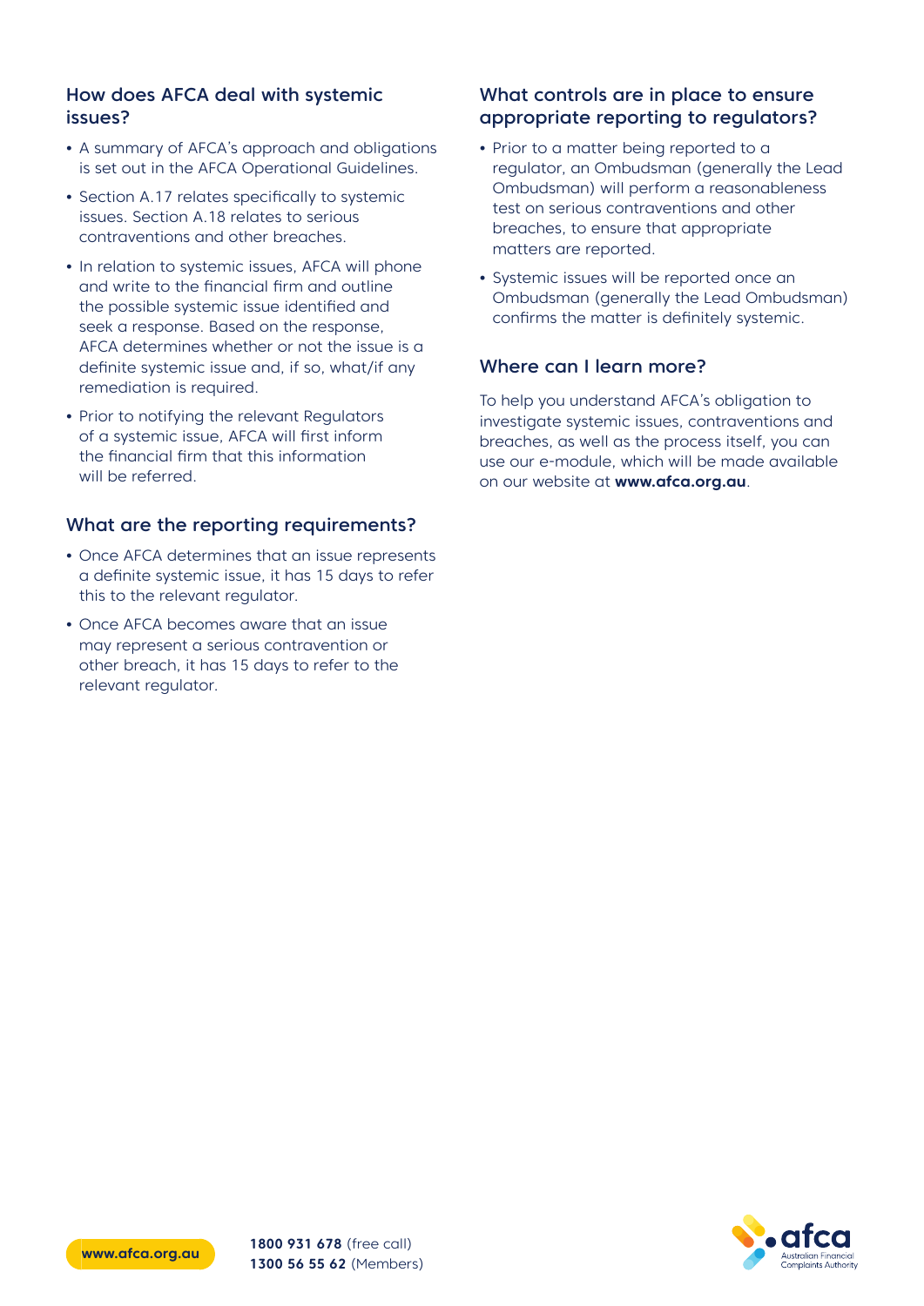## How does AFCA deal with systemic issues?

- A summary of AFCA's approach and obligations is set out in the AFCA Operational Guidelines.
- Section A.17 relates specifically to systemic issues. Section A.18 relates to serious contraventions and other breaches.
- In relation to systemic issues, AFCA will phone and write to the financial firm and outline the possible systemic issue identified and seek a response. Based on the response, AFCA determines whether or not the issue is a definite systemic issue and, if so, what/if any remediation is required.
- Prior to notifying the relevant Regulators of a systemic issue, AFCA will first inform the financial firm that this information will be referred.

## What are the reporting requirements?

- Once AFCA determines that an issue represents a definite systemic issue, it has 15 days to refer this to the relevant regulator.
- Once AFCA becomes aware that an issue may represent a serious contravention or other breach, it has 15 days to refer to the relevant regulator.

## What controls are in place to ensure appropriate reporting to regulators?

- Prior to a matter being reported to a regulator, an Ombudsman (generally the Lead Ombudsman) will perform a reasonableness test on serious contraventions and other breaches, to ensure that appropriate matters are reported.
- Systemic issues will be reported once an Ombudsman (generally the Lead Ombudsman) confirms the matter is definitely systemic.

## Where can I learn more?

To help you understand AFCA's obligation to investigate systemic issues, contraventions and breaches, as well as the process itself, you can use our e-module, which will be made available on our website at **www.afca.org.au**.

**www.afca.org.au**

**1800 931 678** (free call)
**1300 56 55 62** (Members)

afca
Australian Financial Complaints Authority